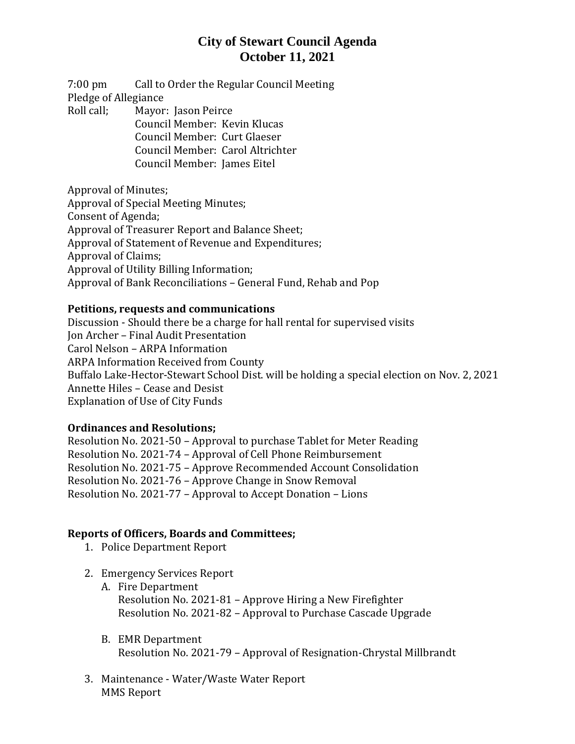# City of Stewart Council Agenda
# October 11, 2021

7:00 pm Call to Order the Regular Council Meeting
Pledge of Allegiance
Roll call; Mayor: Jason Peirce
Council Member: Kevin Klucas
Council Member: Curt Glaeser
Council Member: Carol Altrichter
Council Member: James Eitel

Approval of Minutes;
Approval of Special Meeting Minutes;
Consent of Agenda;
Approval of Treasurer Report and Balance Sheet;
Approval of Statement of Revenue and Expenditures;
Approval of Claims;
Approval of Utility Billing Information;
Approval of Bank Reconciliations – General Fund, Rehab and Pop

**Petitions, requests and communications**
Discussion - Should there be a charge for hall rental for supervised visits
Jon Archer – Final Audit Presentation
Carol Nelson – ARPA Information
ARPA Information Received from County
Buffalo Lake-Hector-Stewart School Dist. will be holding a special election on Nov. 2, 2021
Annette Hiles – Cease and Desist
Explanation of Use of City Funds

**Ordinances and Resolutions;**
Resolution No. 2021-50 – Approval to purchase Tablet for Meter Reading
Resolution No. 2021-74 – Approval of Cell Phone Reimbursement
Resolution No. 2021-75 – Approve Recommended Account Consolidation
Resolution No. 2021-76 – Approve Change in Snow Removal
Resolution No. 2021-77 – Approval to Accept Donation – Lions

**Reports of Officers, Boards and Committees;**

1. Police Department Report

2. Emergency Services Report
   A. Fire Department
      Resolution No. 2021-81 – Approve Hiring a New Firefighter
      Resolution No. 2021-82 – Approval to Purchase Cascade Upgrade

   B. EMR Department
      Resolution No. 2021-79 – Approval of Resignation-Chrystal Millbrandt

3. Maintenance - Water/Waste Water Report
   MMS Report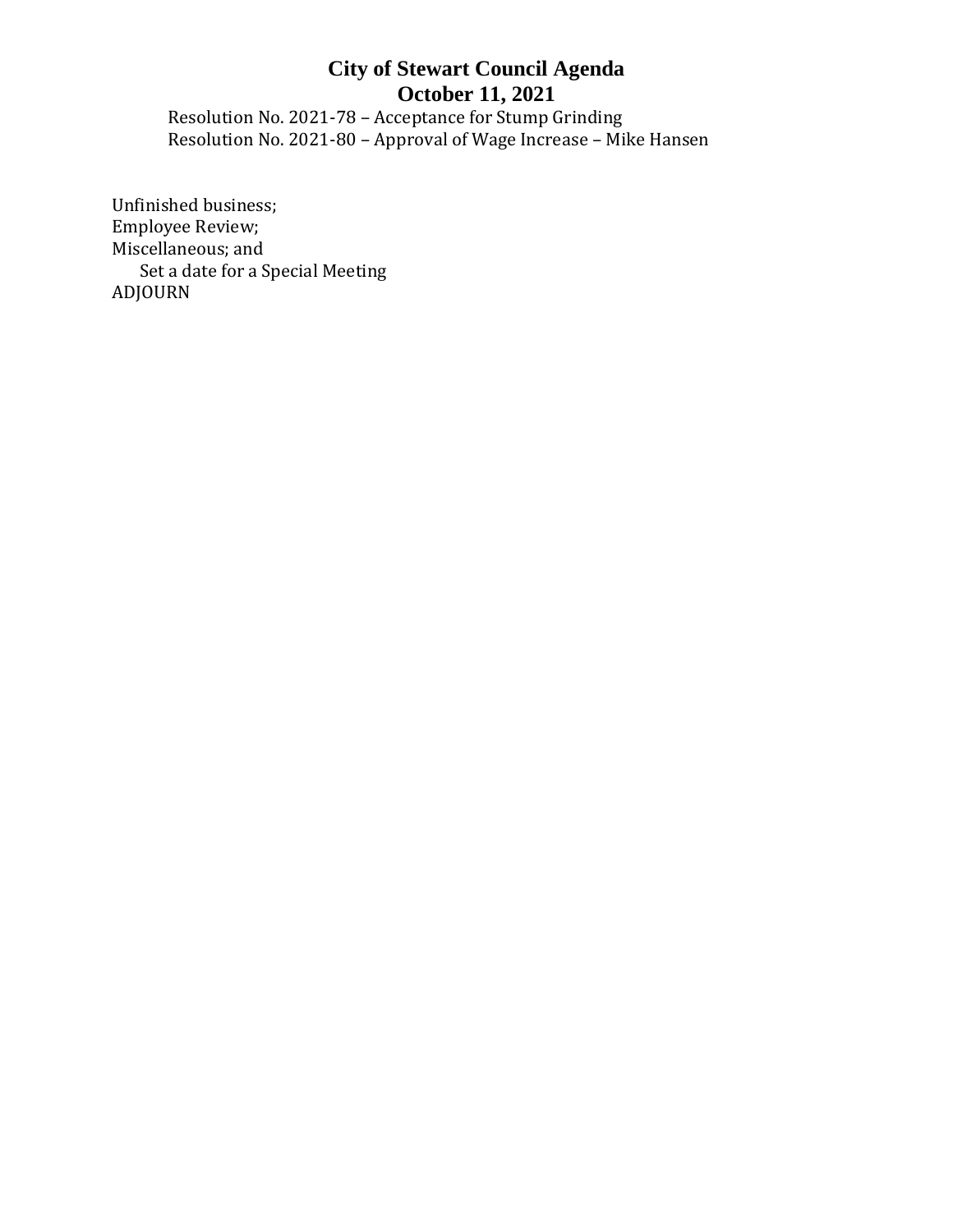# City of Stewart Council Agenda
# October 11, 2021

Resolution No. 2021-78 – Acceptance for Stump Grinding
Resolution No. 2021-80 – Approval of Wage Increase – Mike Hansen

Unfinished business;
Employee Review;
Miscellaneous; and
Set a date for a Special Meeting
ADJOURN